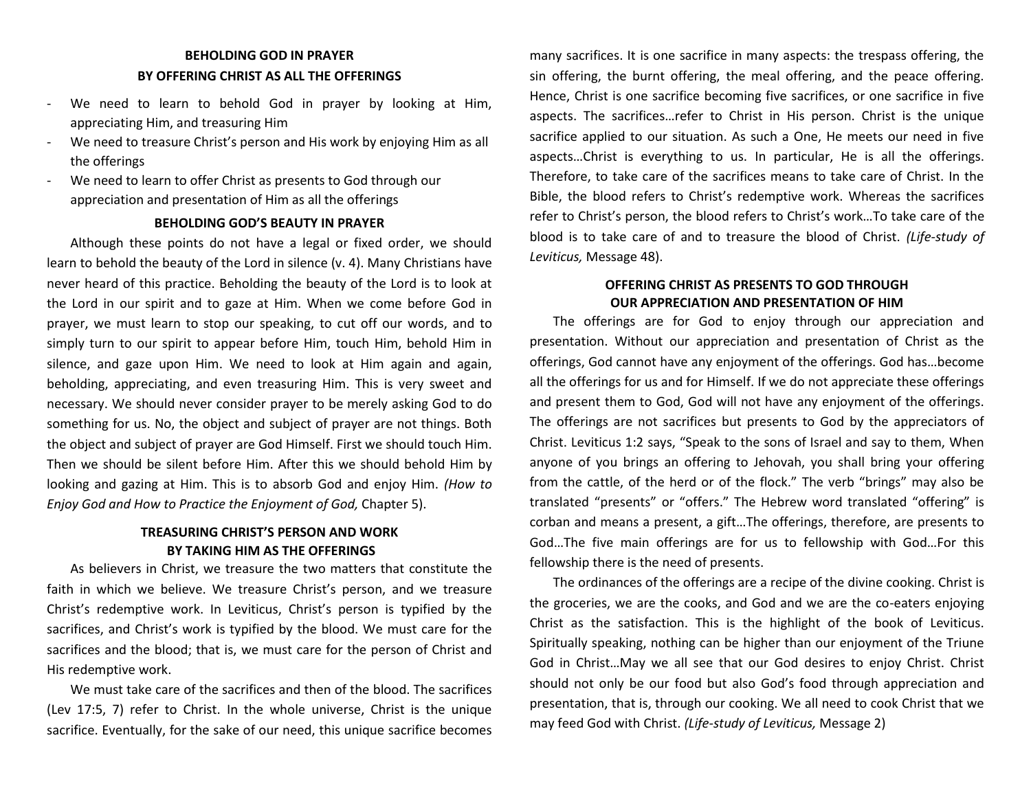## BEHOLDING GOD IN PRAYER
## BY OFFERING CHRIST AS ALL THE OFFERINGS

- We need to learn to behold God in prayer by looking at Him, appreciating Him, and treasuring Him
- We need to treasure Christ's person and His work by enjoying Him as all the offerings
- We need to learn to offer Christ as presents to God through our appreciation and presentation of Him as all the offerings

### BEHOLDING GOD'S BEAUTY IN PRAYER

Although these points do not have a legal or fixed order, we should learn to behold the beauty of the Lord in silence (v. 4). Many Christians have never heard of this practice. Beholding the beauty of the Lord is to look at the Lord in our spirit and to gaze at Him. When we come before God in prayer, we must learn to stop our speaking, to cut off our words, and to simply turn to our spirit to appear before Him, touch Him, behold Him in silence, and gaze upon Him. We need to look at Him again and again, beholding, appreciating, and even treasuring Him. This is very sweet and necessary. We should never consider prayer to be merely asking God to do something for us. No, the object and subject of prayer are not things. Both the object and subject of prayer are God Himself. First we should touch Him. Then we should be silent before Him. After this we should behold Him by looking and gazing at Him. This is to absorb God and enjoy Him. *(How to Enjoy God and How to Practice the Enjoyment of God,* Chapter 5).

### TREASURING CHRIST'S PERSON AND WORK
### BY TAKING HIM AS THE OFFERINGS

As believers in Christ, we treasure the two matters that constitute the faith in which we believe. We treasure Christ's person, and we treasure Christ's redemptive work. In Leviticus, Christ's person is typified by the sacrifices, and Christ's work is typified by the blood. We must care for the sacrifices and the blood; that is, we must care for the person of Christ and His redemptive work.

We must take care of the sacrifices and then of the blood. The sacrifices (Lev 17:5, 7) refer to Christ. In the whole universe, Christ is the unique sacrifice. Eventually, for the sake of our need, this unique sacrifice becomes many sacrifices. It is one sacrifice in many aspects: the trespass offering, the sin offering, the burnt offering, the meal offering, and the peace offering. Hence, Christ is one sacrifice becoming five sacrifices, or one sacrifice in five aspects. The sacrifices…refer to Christ in His person. Christ is the unique sacrifice applied to our situation. As such a One, He meets our need in five aspects…Christ is everything to us. In particular, He is all the offerings. Therefore, to take care of the sacrifices means to take care of Christ. In the Bible, the blood refers to Christ's redemptive work. Whereas the sacrifices refer to Christ's person, the blood refers to Christ's work…To take care of the blood is to take care of and to treasure the blood of Christ. *(Life-study of Leviticus,* Message 48).

### OFFERING CHRIST AS PRESENTS TO GOD THROUGH
### OUR APPRECIATION AND PRESENTATION OF HIM

The offerings are for God to enjoy through our appreciation and presentation. Without our appreciation and presentation of Christ as the offerings, God cannot have any enjoyment of the offerings. God has…become all the offerings for us and for Himself. If we do not appreciate these offerings and present them to God, God will not have any enjoyment of the offerings. The offerings are not sacrifices but presents to God by the appreciators of Christ. Leviticus 1:2 says, "Speak to the sons of Israel and say to them, When anyone of you brings an offering to Jehovah, you shall bring your offering from the cattle, of the herd or of the flock." The verb "brings" may also be translated "presents" or "offers." The Hebrew word translated "offering" is corban and means a present, a gift…The offerings, therefore, are presents to God…The five main offerings are for us to fellowship with God…For this fellowship there is the need of presents.

The ordinances of the offerings are a recipe of the divine cooking. Christ is the groceries, we are the cooks, and God and we are the co-eaters enjoying Christ as the satisfaction. This is the highlight of the book of Leviticus. Spiritually speaking, nothing can be higher than our enjoyment of the Triune God in Christ…May we all see that our God desires to enjoy Christ. Christ should not only be our food but also God's food through appreciation and presentation, that is, through our cooking. We all need to cook Christ that we may feed God with Christ. *(Life-study of Leviticus,* Message 2)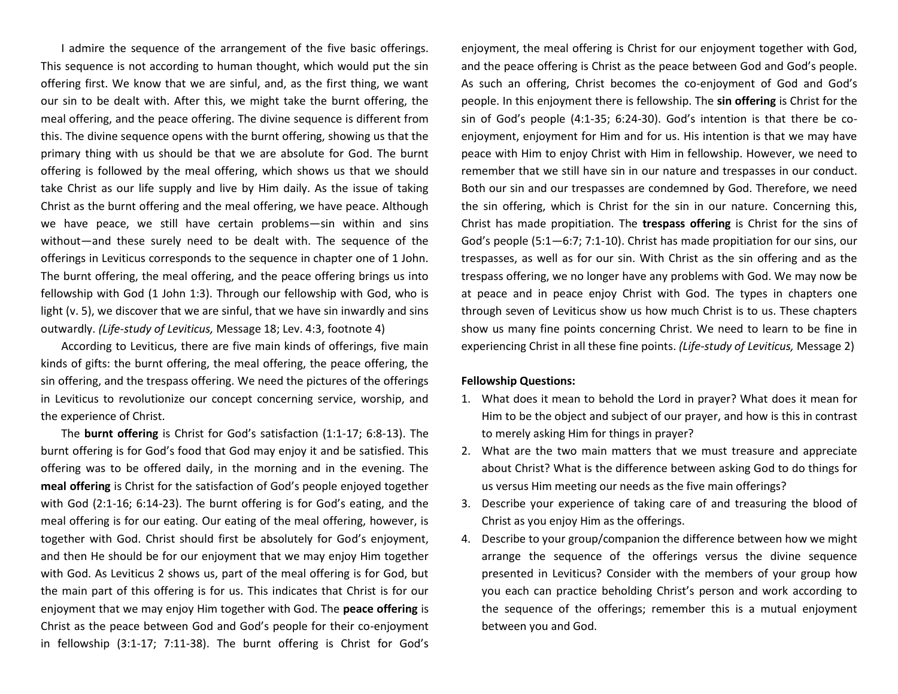I admire the sequence of the arrangement of the five basic offerings. This sequence is not according to human thought, which would put the sin offering first. We know that we are sinful, and, as the first thing, we want our sin to be dealt with. After this, we might take the burnt offering, the meal offering, and the peace offering. The divine sequence is different from this. The divine sequence opens with the burnt offering, showing us that the primary thing with us should be that we are absolute for God. The burnt offering is followed by the meal offering, which shows us that we should take Christ as our life supply and live by Him daily. As the issue of taking Christ as the burnt offering and the meal offering, we have peace. Although we have peace, we still have certain problems—sin within and sins without—and these surely need to be dealt with. The sequence of the offerings in Leviticus corresponds to the sequence in chapter one of 1 John. The burnt offering, the meal offering, and the peace offering brings us into fellowship with God (1 John 1:3). Through our fellowship with God, who is light (v. 5), we discover that we are sinful, that we have sin inwardly and sins outwardly. *(Life-study of Leviticus,* Message 18; Lev. 4:3, footnote 4)

According to Leviticus, there are five main kinds of offerings, five main kinds of gifts: the burnt offering, the meal offering, the peace offering, the sin offering, and the trespass offering. We need the pictures of the offerings in Leviticus to revolutionize our concept concerning service, worship, and the experience of Christ.

The **burnt offering** is Christ for God's satisfaction (1:1-17; 6:8-13). The burnt offering is for God's food that God may enjoy it and be satisfied. This offering was to be offered daily, in the morning and in the evening. The **meal offering** is Christ for the satisfaction of God's people enjoyed together with God (2:1-16; 6:14-23). The burnt offering is for God's eating, and the meal offering is for our eating. Our eating of the meal offering, however, is together with God. Christ should first be absolutely for God's enjoyment, and then He should be for our enjoyment that we may enjoy Him together with God. As Leviticus 2 shows us, part of the meal offering is for God, but the main part of this offering is for us. This indicates that Christ is for our enjoyment that we may enjoy Him together with God. The **peace offering** is Christ as the peace between God and God's people for their co-enjoyment in fellowship (3:1-17; 7:11-38). The burnt offering is Christ for God's enjoyment, the meal offering is Christ for our enjoyment together with God, and the peace offering is Christ as the peace between God and God's people. As such an offering, Christ becomes the co-enjoyment of God and God's people. In this enjoyment there is fellowship. The **sin offering** is Christ for the sin of God's people (4:1-35; 6:24-30). God's intention is that there be co-enjoyment, enjoyment for Him and for us. His intention is that we may have peace with Him to enjoy Christ with Him in fellowship. However, we need to remember that we still have sin in our nature and trespasses in our conduct. Both our sin and our trespasses are condemned by God. Therefore, we need the sin offering, which is Christ for the sin in our nature. Concerning this, Christ has made propitiation. The **trespass offering** is Christ for the sins of God's people (5:1—6:7; 7:1-10). Christ has made propitiation for our sins, our trespasses, as well as for our sin. With Christ as the sin offering and as the trespass offering, we no longer have any problems with God. We may now be at peace and in peace enjoy Christ with God. The types in chapters one through seven of Leviticus show us how much Christ is to us. These chapters show us many fine points concerning Christ. We need to learn to be fine in experiencing Christ in all these fine points. *(Life-study of Leviticus,* Message 2)

**Fellowship Questions:**

1. What does it mean to behold the Lord in prayer? What does it mean for Him to be the object and subject of our prayer, and how is this in contrast to merely asking Him for things in prayer?
2. What are the two main matters that we must treasure and appreciate about Christ? What is the difference between asking God to do things for us versus Him meeting our needs as the five main offerings?
3. Describe your experience of taking care of and treasuring the blood of Christ as you enjoy Him as the offerings.
4. Describe to your group/companion the difference between how we might arrange the sequence of the offerings versus the divine sequence presented in Leviticus? Consider with the members of your group how you each can practice beholding Christ's person and work according to the sequence of the offerings; remember this is a mutual enjoyment between you and God.